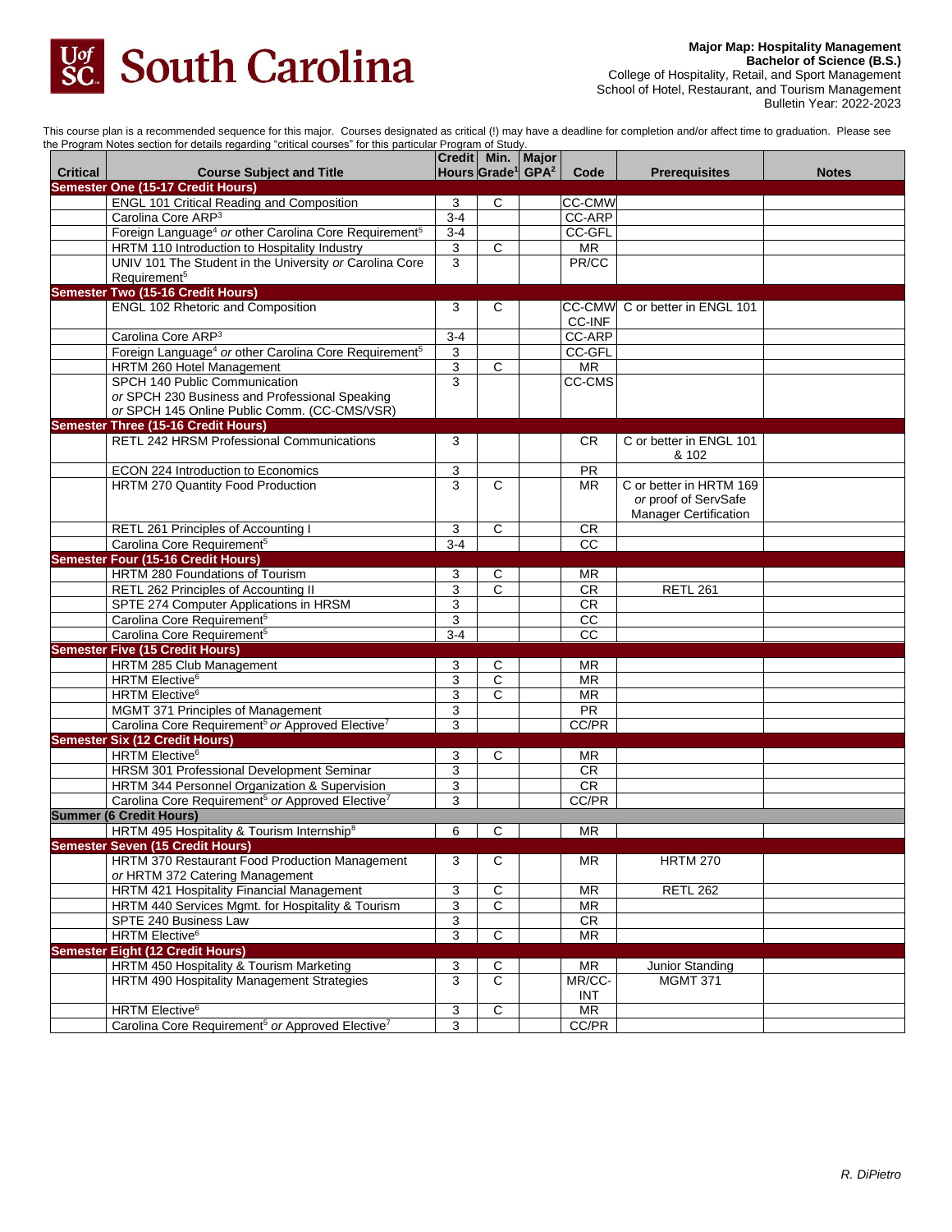South Carolina

**Major Map: Hospitality Management**
**Bachelor of Science (B.S.)**
College of Hospitality, Retail, and Sport Management
School of Hotel, Restaurant, and Tourism Management
Bulletin Year: 2022-2023

This course plan is a recommended sequence for this major. Courses designated as critical (!) may have a deadline for completion and/or affect time to graduation. Please see the Program Notes section for details regarding "critical courses" for this particular Program of Study.

| Critical | Course Subject and Title | Credit Hours | Min. Grade[1] | Major GPA[2] | Code | Prerequisites | Notes |
|---|---|---|---|---|---|---|---|
| **Semester One (15-17 Credit Hours)** | | | | | | | |
| | ENGL 101 Critical Reading and Composition | 3 | C | | CC-CMW | | |
| | Carolina Core ARP[3] | 3-4 | | | CC-ARP | | |
| | Foreign Language[4] *or* other Carolina Core Requirement[5] | 3-4 | | | CC-GFL | | |
| | HRTM 110 Introduction to Hospitality Industry | 3 | C | | MR | | |
| | UNIV 101 The Student in the University *or* Carolina Core Requirement[5] | 3 | | | PR/CC | | |
| **Semester Two (15-16 Credit Hours)** | | | | | | | |
| | ENGL 102 Rhetoric and Composition | 3 | C | | CC-CMW CC-INF | C or better in ENGL 101 | |
| | Carolina Core ARP[3] | 3-4 | | | CC-ARP | | |
| | Foreign Language[4] *or* other Carolina Core Requirement[5] | 3 | | | CC-GFL | | |
| | HRTM 260 Hotel Management | 3 | C | | MR | | |
| | SPCH 140 Public Communication *or* SPCH 230 Business and Professional Speaking *or* SPCH 145 Online Public Comm. (CC-CMS/VSR) | 3 | | | CC-CMS | | |
| **Semester Three (15-16 Credit Hours)** | | | | | | | |
| | RETL 242 HRSM Professional Communications | 3 | | | CR | C or better in ENGL 101 & 102 | |
| | ECON 224 Introduction to Economics | 3 | | | PR | | |
| | HRTM 270 Quantity Food Production | 3 | C | | MR | C or better in HRTM 169 *or* proof of ServSafe Manager Certification | |
| | RETL 261 Principles of Accounting I | 3 | C | | CR | | |
| | Carolina Core Requirement[5] | 3-4 | | | CC | | |
| **Semester Four (15-16 Credit Hours)** | | | | | | | |
| | HRTM 280 Foundations of Tourism | 3 | C | | MR | | |
| | RETL 262 Principles of Accounting II | 3 | C | | CR | RETL 261 | |
| | SPTE 274 Computer Applications in HRSM | 3 | | | CR | | |
| | Carolina Core Requirement[5] | 3 | | | CC | | |
| | Carolina Core Requirement[5] | 3-4 | | | CC | | |
| **Semester Five (15 Credit Hours)** | | | | | | | |
| | HRTM 285 Club Management | 3 | C | | MR | | |
| | HRTM Elective[6] | 3 | C | | MR | | |
| | HRTM Elective[6] | 3 | C | | MR | | |
| | MGMT 371 Principles of Management | 3 | | | PR | | |
| | Carolina Core Requirement[5] *or* Approved Elective[7] | 3 | | | CC/PR | | |
| **Semester Six (12 Credit Hours)** | | | | | | | |
| | HRTM Elective[6] | 3 | C | | MR | | |
| | HRSM 301 Professional Development Seminar | 3 | | | CR | | |
| | HRTM 344 Personnel Organization & Supervision | 3 | | | CR | | |
| | Carolina Core Requirement[5] *or* Approved Elective[7] | 3 | | | CC/PR | | |
| **Summer (6 Credit Hours)** | | | | | | | |
| | HRTM 495 Hospitality & Tourism Internship[8] | 6 | C | | MR | | |
| **Semester Seven (15 Credit Hours)** | | | | | | | |
| | HRTM 370 Restaurant Food Production Management *or* HRTM 372 Catering Management | 3 | C | | MR | HRTM 270 | |
| | HRTM 421 Hospitality Financial Management | 3 | C | | MR | RETL 262 | |
| | HRTM 440 Services Mgmt. for Hospitality & Tourism | 3 | C | | MR | | |
| | SPTE 240 Business Law | 3 | | | CR | | |
| | HRTM Elective[6] | 3 | C | | MR | | |
| **Semester Eight (12 Credit Hours)** | | | | | | | |
| | HRTM 450 Hospitality & Tourism Marketing | 3 | C | | MR | Junior Standing | |
| | HRTM 490 Hospitality Management Strategies | 3 | C | | MR/CC-INT | MGMT 371 | |
| | HRTM Elective[6] | 3 | C | | MR | | |
| | Carolina Core Requirement[5] *or* Approved Elective[7] | 3 | | | CC/PR | | |

*R. DiPietro*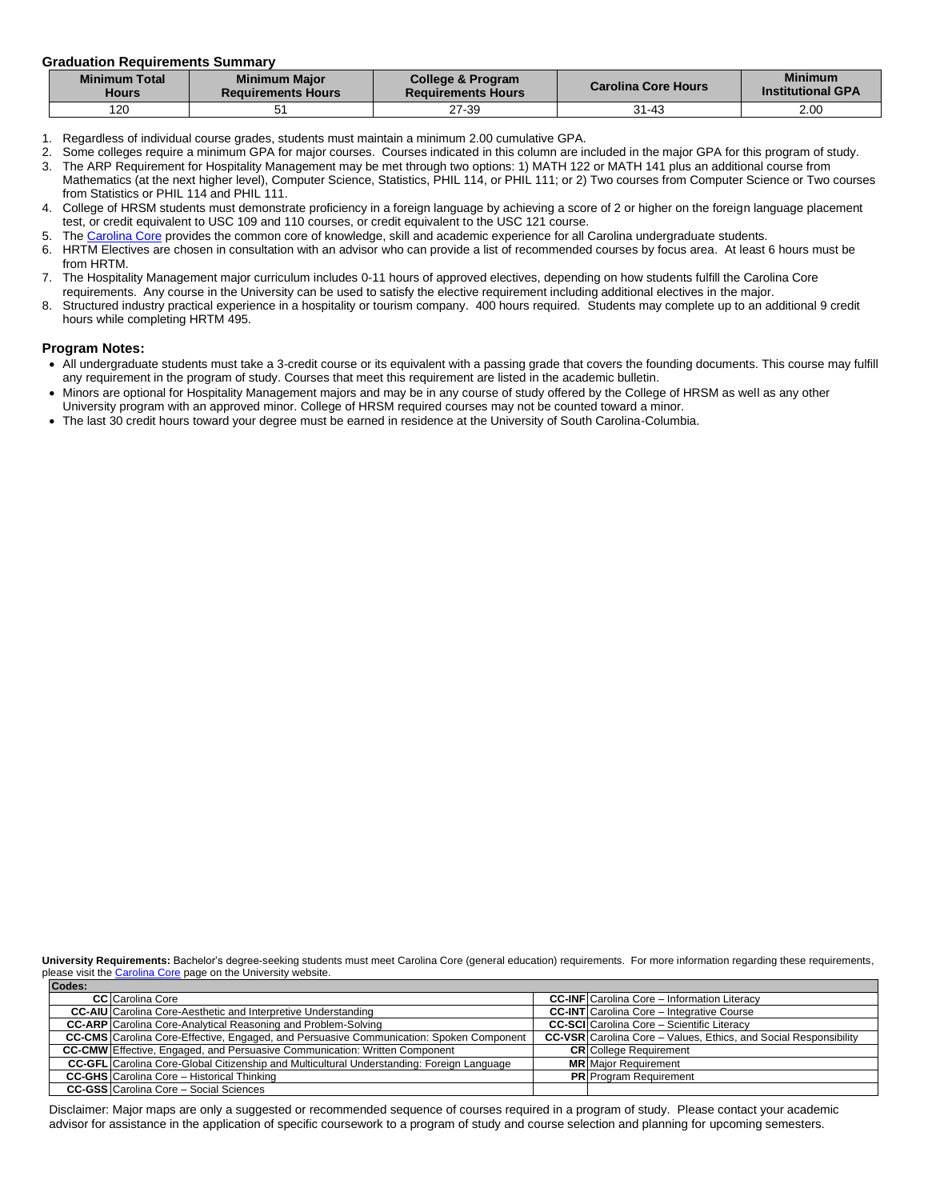### Graduation Requirements Summary

| Minimum Total Hours | Minimum Major Requirements Hours | College & Program Requirements Hours | Carolina Core Hours | Minimum Institutional GPA |
|---|---|---|---|---|
| 120 | 51 | 27-39 | 31-43 | 2.00 |

1. Regardless of individual course grades, students must maintain a minimum 2.00 cumulative GPA.
2. Some colleges require a minimum GPA for major courses. Courses indicated in this column are included in the major GPA for this program of study.
3. The ARP Requirement for Hospitality Management may be met through two options: 1) MATH 122 or MATH 141 plus an additional course from Mathematics (at the next higher level), Computer Science, Statistics, PHIL 114, or PHIL 111; or 2) Two courses from Computer Science or Two courses from Statistics or PHIL 114 and PHIL 111.
4. College of HRSM students must demonstrate proficiency in a foreign language by achieving a score of 2 or higher on the foreign language placement test, or credit equivalent to USC 109 and 110 courses, or credit equivalent to the USC 121 course.
5. The Carolina Core provides the common core of knowledge, skill and academic experience for all Carolina undergraduate students.
6. HRTM Electives are chosen in consultation with an advisor who can provide a list of recommended courses by focus area. At least 6 hours must be from HRTM.
7. The Hospitality Management major curriculum includes 0-11 hours of approved electives, depending on how students fulfill the Carolina Core requirements. Any course in the University can be used to satisfy the elective requirement including additional electives in the major.
8. Structured industry practical experience in a hospitality or tourism company. 400 hours required. Students may complete up to an additional 9 credit hours while completing HRTM 495.

### Program Notes:

- All undergraduate students must take a 3-credit course or its equivalent with a passing grade that covers the founding documents. This course may fulfill any requirement in the program of study. Courses that meet this requirement are listed in the academic bulletin.
- Minors are optional for Hospitality Management majors and may be in any course of study offered by the College of HRSM as well as any other University program with an approved minor. College of HRSM required courses may not be counted toward a minor.
- The last 30 credit hours toward your degree must be earned in residence at the University of South Carolina-Columbia.

**University Requirements:** Bachelor's degree-seeking students must meet Carolina Core (general education) requirements. For more information regarding these requirements, please visit the Carolina Core page on the University website.

| Codes: | | | |
|---|---|---|---|
| CC | Carolina Core | CC-INF | Carolina Core – Information Literacy |
| CC-AIU | Carolina Core-Aesthetic and Interpretive Understanding | CC-INT | Carolina Core – Integrative Course |
| CC-ARP | Carolina Core-Analytical Reasoning and Problem-Solving | CC-SCI | Carolina Core – Scientific Literacy |
| CC-CMS | Carolina Core-Effective, Engaged, and Persuasive Communication: Spoken Component | CC-VSR | Carolina Core – Values, Ethics, and Social Responsibility |
| CC-CMW | Effective, Engaged, and Persuasive Communication: Written Component | CR | College Requirement |
| CC-GFL | Carolina Core-Global Citizenship and Multicultural Understanding: Foreign Language | MR | Major Requirement |
| CC-GHS | Carolina Core – Historical Thinking | PR | Program Requirement |
| CC-GSS | Carolina Core – Social Sciences | | |

Disclaimer: Major maps are only a suggested or recommended sequence of courses required in a program of study. Please contact your academic advisor for assistance in the application of specific coursework to a program of study and course selection and planning for upcoming semesters.